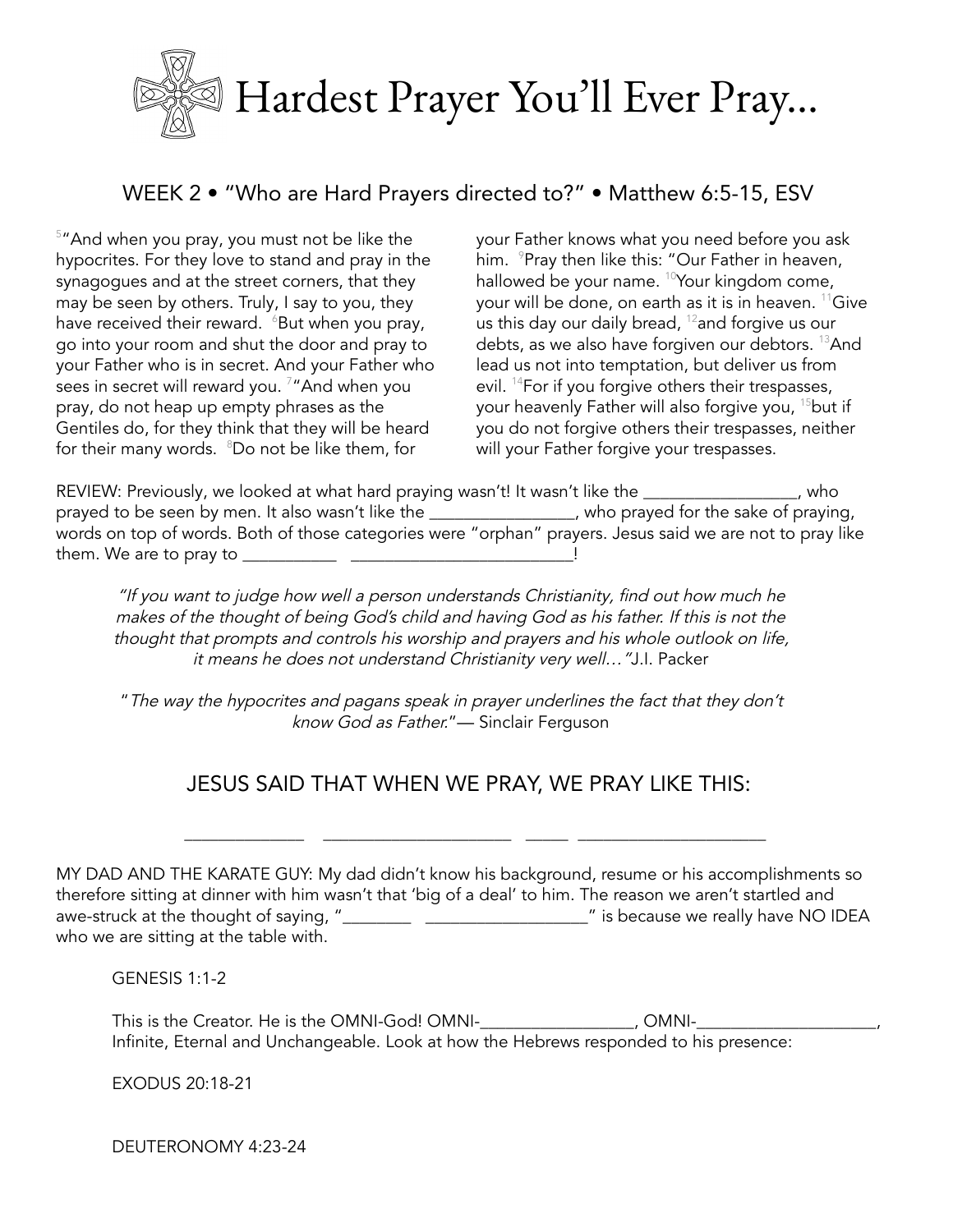# Hardest Prayer You'll Ever Pray...

## WEEK 2 • "Who are Hard Prayers directed to?" • Matthew 6:5-15, ESV

[5]"And when you pray, you must not be like the hypocrites. For they love to stand and pray in the synagogues and at the street corners, that they may be seen by others. Truly, I say to you, they have received their reward. [6]But when you pray, go into your room and shut the door and pray to your Father who is in secret. And your Father who sees in secret will reward you. [7]"And when you pray, do not heap up empty phrases as the Gentiles do, for they think that they will be heard for their many words. [8]Do not be like them, for your Father knows what you need before you ask him. [9]Pray then like this: "Our Father in heaven, hallowed be your name. [10]Your kingdom come, your will be done, on earth as it is in heaven. [11]Give us this day our daily bread, [12]and forgive us our debts, as we also have forgiven our debtors. [13]And lead us not into temptation, but deliver us from evil. [14]For if you forgive others their trespasses, your heavenly Father will also forgive you, [15]but if you do not forgive others their trespasses, neither will your Father forgive your trespasses.

REVIEW: Previously, we looked at what hard praying wasn't! It wasn't like the _________________, who prayed to be seen by men. It also wasn't like the ________________, who prayed for the sake of praying, words on top of words. Both of those categories were "orphan" prayers. Jesus said we are not to pray like them. We are to pray to __________ _________________________!

> *"If you want to judge how well a person understands Christianity, find out how much he makes of the thought of being God's child and having God as his father. If this is not the thought that prompts and controls his worship and prayers and his whole outlook on life, it means he does not understand Christianity very well…"* J.I. Packer

> "*The way the hypocrites and pagans speak in prayer underlines the fact that they don't know God as Father.*"— Sinclair Ferguson

## JESUS SAID THAT WHEN WE PRAY, WE PRAY LIKE THIS:

_____________ _____________________ _____ _____________________

MY DAD AND THE KARATE GUY: My dad didn't know his background, resume or his accomplishments so therefore sitting at dinner with him wasn't that 'big of a deal' to him. The reason we aren't startled and awe-struck at the thought of saying, "________ __________________" is because we really have NO IDEA who we are sitting at the table with.

GENESIS 1:1-2

This is the Creator. He is the OMNI-God! OMNI-_________________, OMNI-____________________, Infinite, Eternal and Unchangeable. Look at how the Hebrews responded to his presence:

EXODUS 20:18-21

DEUTERONOMY 4:23-24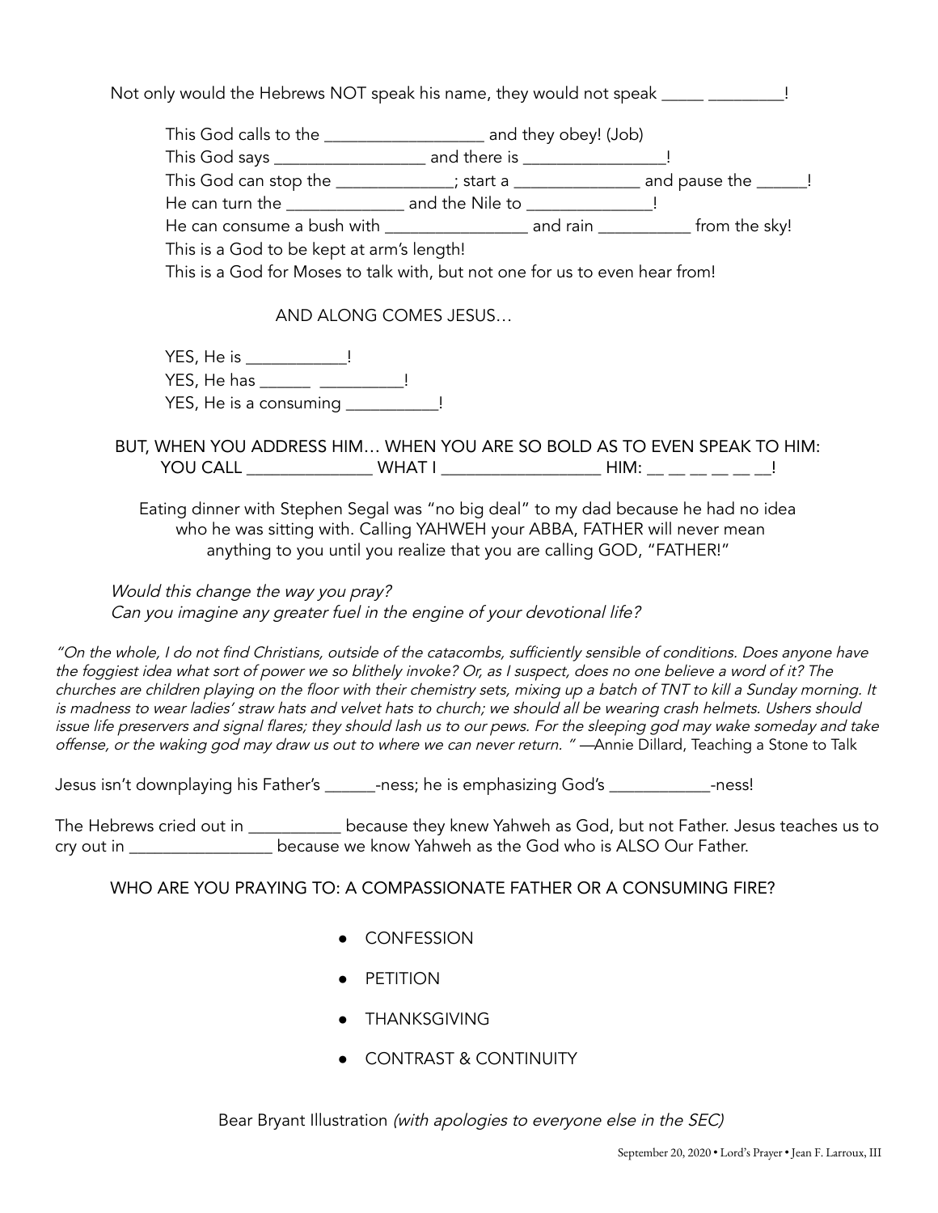Not only would the Hebrews NOT speak his name, they would not speak _____ _________!

This God calls to the __________________ and they obey! (Job)
This God says _________________ and there is ________________!
This God can stop the _____________; start a _______________ and pause the ______!
He can turn the _____________ and the Nile to ______________!
He can consume a bush with ________________ and rain __________ from the sky!
This is a God to be kept at arm's length!
This is a God for Moses to talk with, but not one for us to even hear from!

AND ALONG COMES JESUS…

YES, He is ___________!
YES, He has ______ __________!
YES, He is a consuming __________!

BUT, WHEN YOU ADDRESS HIM… WHEN YOU ARE SO BOLD AS TO EVEN SPEAK TO HIM:
YOU CALL ______________ WHAT I __________________ HIM: __ __ __ __ __ __!

Eating dinner with Stephen Segal was "no big deal" to my dad because he had no idea who he was sitting with. Calling YAHWEH your ABBA, FATHER will never mean anything to you until you realize that you are calling GOD, "FATHER!"

*Would this change the way you pray?*
*Can you imagine any greater fuel in the engine of your devotional life?*

*"On the whole, I do not find Christians, outside of the catacombs, sufficiently sensible of conditions. Does anyone have the foggiest idea what sort of power we so blithely invoke? Or, as I suspect, does no one believe a word of it? The churches are children playing on the floor with their chemistry sets, mixing up a batch of TNT to kill a Sunday morning. It is madness to wear ladies' straw hats and velvet hats to church; we should all be wearing crash helmets. Ushers should issue life preservers and signal flares; they should lash us to our pews. For the sleeping god may wake someday and take offense, or the waking god may draw us out to where we can never return. "* —Annie Dillard, Teaching a Stone to Talk

Jesus isn't downplaying his Father's ______-ness; he is emphasizing God's ____________-ness!

The Hebrews cried out in ___________ because they knew Yahweh as God, but not Father. Jesus teaches us to cry out in ________________ because we know Yahweh as the God who is ALSO Our Father.

WHO ARE YOU PRAYING TO: A COMPASSIONATE FATHER OR A CONSUMING FIRE?

- CONFESSION
- PETITION
- THANKSGIVING
- CONTRAST & CONTINUITY

Bear Bryant Illustration *(with apologies to everyone else in the SEC)*